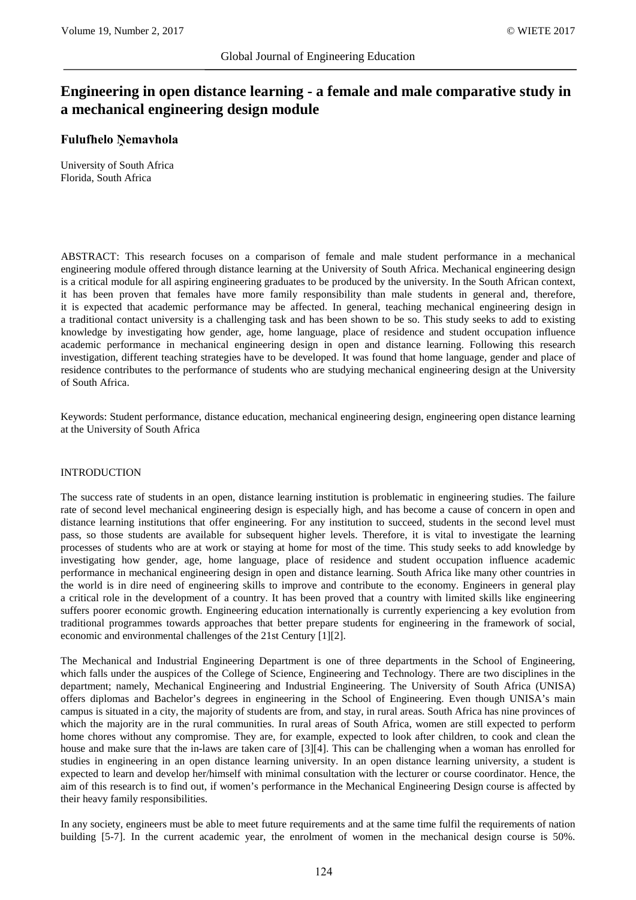# Engineering in open distance learning - a female and male comparative study in a mechanical engineering design module

**Fulufhelo Ṋemavhola**

University of South Africa
Florida, South Africa

ABSTRACT: This research focuses on a comparison of female and male student performance in a mechanical engineering module offered through distance learning at the University of South Africa. Mechanical engineering design is a critical module for all aspiring engineering graduates to be produced by the university. In the South African context, it has been proven that females have more family responsibility than male students in general and, therefore, it is expected that academic performance may be affected. In general, teaching mechanical engineering design in a traditional contact university is a challenging task and has been shown to be so. This study seeks to add to existing knowledge by investigating how gender, age, home language, place of residence and student occupation influence academic performance in mechanical engineering design in open and distance learning. Following this research investigation, different teaching strategies have to be developed. It was found that home language, gender and place of residence contributes to the performance of students who are studying mechanical engineering design at the University of South Africa.

Keywords: Student performance, distance education, mechanical engineering design, engineering open distance learning at the University of South Africa

## INTRODUCTION

The success rate of students in an open, distance learning institution is problematic in engineering studies. The failure rate of second level mechanical engineering design is especially high, and has become a cause of concern in open and distance learning institutions that offer engineering. For any institution to succeed, students in the second level must pass, so those students are available for subsequent higher levels. Therefore, it is vital to investigate the learning processes of students who are at work or staying at home for most of the time. This study seeks to add knowledge by investigating how gender, age, home language, place of residence and student occupation influence academic performance in mechanical engineering design in open and distance learning. South Africa like many other countries in the world is in dire need of engineering skills to improve and contribute to the economy. Engineers in general play a critical role in the development of a country. It has been proved that a country with limited skills like engineering suffers poorer economic growth. Engineering education internationally is currently experiencing a key evolution from traditional programmes towards approaches that better prepare students for engineering in the framework of social, economic and environmental challenges of the 21st Century [1][2].

The Mechanical and Industrial Engineering Department is one of three departments in the School of Engineering, which falls under the auspices of the College of Science, Engineering and Technology. There are two disciplines in the department; namely, Mechanical Engineering and Industrial Engineering. The University of South Africa (UNISA) offers diplomas and Bachelor's degrees in engineering in the School of Engineering. Even though UNISA's main campus is situated in a city, the majority of students are from, and stay, in rural areas. South Africa has nine provinces of which the majority are in the rural communities. In rural areas of South Africa, women are still expected to perform home chores without any compromise. They are, for example, expected to look after children, to cook and clean the house and make sure that the in-laws are taken care of [3][4]. This can be challenging when a woman has enrolled for studies in engineering in an open distance learning university. In an open distance learning university, a student is expected to learn and develop her/himself with minimal consultation with the lecturer or course coordinator. Hence, the aim of this research is to find out, if women's performance in the Mechanical Engineering Design course is affected by their heavy family responsibilities.

In any society, engineers must be able to meet future requirements and at the same time fulfil the requirements of nation building [5-7]. In the current academic year, the enrolment of women in the mechanical design course is 50%.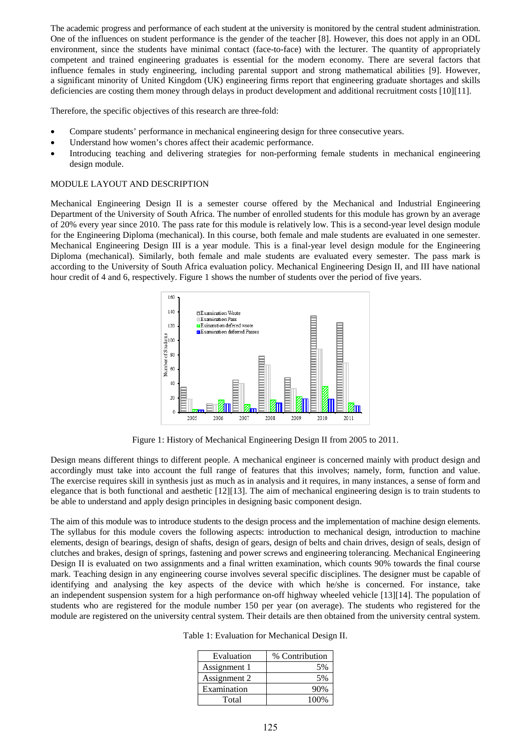The academic progress and performance of each student at the university is monitored by the central student administration. One of the influences on student performance is the gender of the teacher [8]. However, this does not apply in an ODL environment, since the students have minimal contact (face-to-face) with the lecturer. The quantity of appropriately competent and trained engineering graduates is essential for the modern economy. There are several factors that influence females in study engineering, including parental support and strong mathematical abilities [9]. However, a significant minority of United Kingdom (UK) engineering firms report that engineering graduate shortages and skills deficiencies are costing them money through delays in product development and additional recruitment costs [10][11].

Therefore, the specific objectives of this research are three-fold:

- Compare students' performance in mechanical engineering design for three consecutive years.
- Understand how women's chores affect their academic performance.
- Introducing teaching and delivering strategies for non-performing female students in mechanical engineering design module.

## MODULE LAYOUT AND DESCRIPTION

Mechanical Engineering Design II is a semester course offered by the Mechanical and Industrial Engineering Department of the University of South Africa. The number of enrolled students for this module has grown by an average of 20% every year since 2010. The pass rate for this module is relatively low. This is a second-year level design module for the Engineering Diploma (mechanical). In this course, both female and male students are evaluated in one semester. Mechanical Engineering Design III is a year module. This is a final-year level design module for the Engineering Diploma (mechanical). Similarly, both female and male students are evaluated every semester. The pass mark is according to the University of South Africa evaluation policy. Mechanical Engineering Design II, and III have national hour credit of 4 and 6, respectively. Figure 1 shows the number of students over the period of five years.

Figure 1: History of Mechanical Engineering Design II from 2005 to 2011.

Design means different things to different people. A mechanical engineer is concerned mainly with product design and accordingly must take into account the full range of features that this involves; namely, form, function and value. The exercise requires skill in synthesis just as much as in analysis and it requires, in many instances, a sense of form and elegance that is both functional and aesthetic [12][13]. The aim of mechanical engineering design is to train students to be able to understand and apply design principles in designing basic component design.

The aim of this module was to introduce students to the design process and the implementation of machine design elements. The syllabus for this module covers the following aspects: introduction to mechanical design, introduction to machine elements, design of bearings, design of shafts, design of gears, design of belts and chain drives, design of seals, design of clutches and brakes, design of springs, fastening and power screws and engineering tolerancing. Mechanical Engineering Design II is evaluated on two assignments and a final written examination, which counts 90% towards the final course mark. Teaching design in any engineering course involves several specific disciplines. The designer must be capable of identifying and analysing the key aspects of the device with which he/she is concerned. For instance, take an independent suspension system for a high performance on-off highway wheeled vehicle [13][14]. The population of students who are registered for the module number 150 per year (on average). The students who registered for the module are registered on the university central system. Their details are then obtained from the university central system.

Table 1: Evaluation for Mechanical Design II.

| Evaluation | % Contribution |
|---|---|
| Assignment 1 | 5% |
| Assignment 2 | 5% |
| Examination | 90% |
| Total | 100% |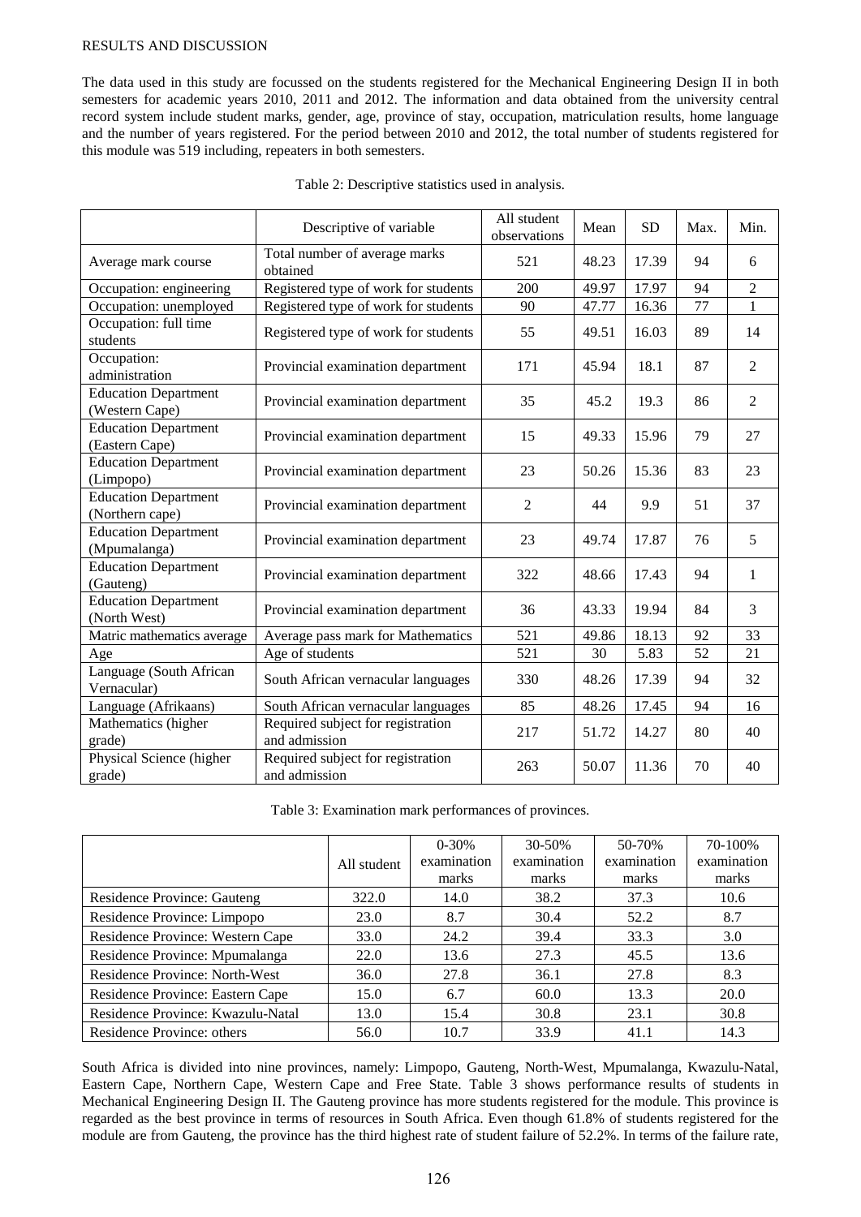RESULTS AND DISCUSSION

The data used in this study are focussed on the students registered for the Mechanical Engineering Design II in both semesters for academic years 2010, 2011 and 2012. The information and data obtained from the university central record system include student marks, gender, age, province of stay, occupation, matriculation results, home language and the number of years registered. For the period between 2010 and 2012, the total number of students registered for this module was 519 including, repeaters in both semesters.

Table 2: Descriptive statistics used in analysis.

| | Descriptive of variable | All student observations | Mean | SD | Max. | Min. |
|---|---|---|---|---|---|---|
| Average mark course | Total number of average marks obtained | 521 | 48.23 | 17.39 | 94 | 6 |
| Occupation: engineering | Registered type of work for students | 200 | 49.97 | 17.97 | 94 | 2 |
| Occupation: unemployed | Registered type of work for students | 90 | 47.77 | 16.36 | 77 | 1 |
| Occupation: full time students | Registered type of work for students | 55 | 49.51 | 16.03 | 89 | 14 |
| Occupation: administration | Provincial examination department | 171 | 45.94 | 18.1 | 87 | 2 |
| Education Department (Western Cape) | Provincial examination department | 35 | 45.2 | 19.3 | 86 | 2 |
| Education Department (Eastern Cape) | Provincial examination department | 15 | 49.33 | 15.96 | 79 | 27 |
| Education Department (Limpopo) | Provincial examination department | 23 | 50.26 | 15.36 | 83 | 23 |
| Education Department (Northern cape) | Provincial examination department | 2 | 44 | 9.9 | 51 | 37 |
| Education Department (Mpumalanga) | Provincial examination department | 23 | 49.74 | 17.87 | 76 | 5 |
| Education Department (Gauteng) | Provincial examination department | 322 | 48.66 | 17.43 | 94 | 1 |
| Education Department (North West) | Provincial examination department | 36 | 43.33 | 19.94 | 84 | 3 |
| Matric mathematics average | Average pass mark for Mathematics | 521 | 49.86 | 18.13 | 92 | 33 |
| Age | Age of students | 521 | 30 | 5.83 | 52 | 21 |
| Language (South African Vernacular) | South African vernacular languages | 330 | 48.26 | 17.39 | 94 | 32 |
| Language (Afrikaans) | South African vernacular languages | 85 | 48.26 | 17.45 | 94 | 16 |
| Mathematics (higher grade) | Required subject for registration and admission | 217 | 51.72 | 14.27 | 80 | 40 |
| Physical Science (higher grade) | Required subject for registration and admission | 263 | 50.07 | 11.36 | 70 | 40 |

Table 3: Examination mark performances of provinces.

| | All student | 0-30% examination marks | 30-50% examination marks | 50-70% examination marks | 70-100% examination marks |
|---|---|---|---|---|---|
| Residence Province: Gauteng | 322.0 | 14.0 | 38.2 | 37.3 | 10.6 |
| Residence Province: Limpopo | 23.0 | 8.7 | 30.4 | 52.2 | 8.7 |
| Residence Province: Western Cape | 33.0 | 24.2 | 39.4 | 33.3 | 3.0 |
| Residence Province: Mpumalanga | 22.0 | 13.6 | 27.3 | 45.5 | 13.6 |
| Residence Province: North-West | 36.0 | 27.8 | 36.1 | 27.8 | 8.3 |
| Residence Province: Eastern Cape | 15.0 | 6.7 | 60.0 | 13.3 | 20.0 |
| Residence Province: Kwazulu-Natal | 13.0 | 15.4 | 30.8 | 23.1 | 30.8 |
| Residence Province: others | 56.0 | 10.7 | 33.9 | 41.1 | 14.3 |

South Africa is divided into nine provinces, namely: Limpopo, Gauteng, North-West, Mpumalanga, Kwazulu-Natal, Eastern Cape, Northern Cape, Western Cape and Free State. Table 3 shows performance results of students in Mechanical Engineering Design II. The Gauteng province has more students registered for the module. This province is regarded as the best province in terms of resources in South Africa. Even though 61.8% of students registered for the module are from Gauteng, the province has the third highest rate of student failure of 52.2%. In terms of the failure rate,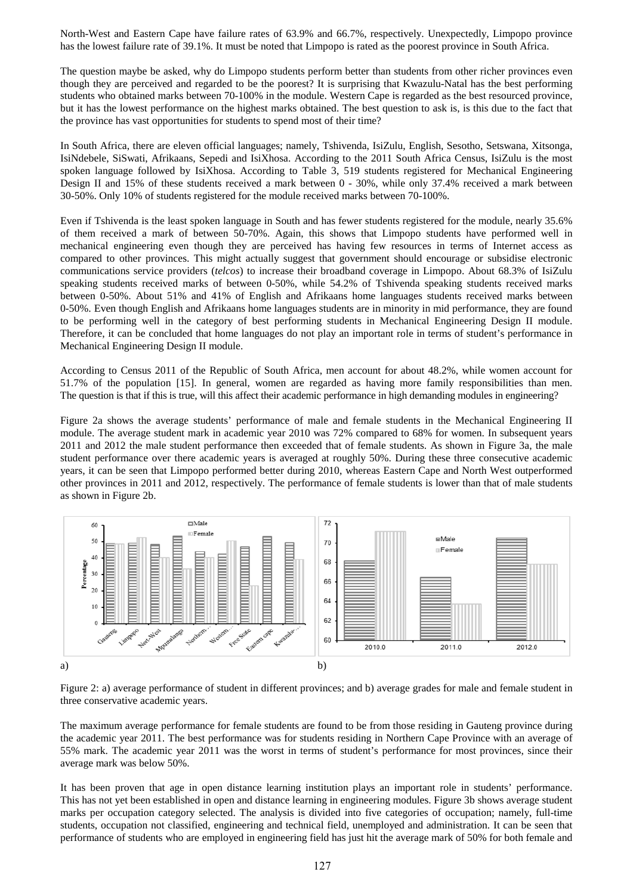North-West and Eastern Cape have failure rates of 63.9% and 66.7%, respectively. Unexpectedly, Limpopo province has the lowest failure rate of 39.1%. It must be noted that Limpopo is rated as the poorest province in South Africa.

The question maybe be asked, why do Limpopo students perform better than students from other richer provinces even though they are perceived and regarded to be the poorest? It is surprising that Kwazulu-Natal has the best performing students who obtained marks between 70-100% in the module. Western Cape is regarded as the best resourced province, but it has the lowest performance on the highest marks obtained. The best question to ask is, is this due to the fact that the province has vast opportunities for students to spend most of their time?

In South Africa, there are eleven official languages; namely, Tshivenda, IsiZulu, English, Sesotho, Setswana, Xitsonga, IsiNdebele, SiSwati, Afrikaans, Sepedi and IsiXhosa. According to the 2011 South Africa Census, IsiZulu is the most spoken language followed by IsiXhosa. According to Table 3, 519 students registered for Mechanical Engineering Design II and 15% of these students received a mark between 0 - 30%, while only 37.4% received a mark between 30-50%. Only 10% of students registered for the module received marks between 70-100%.

Even if Tshivenda is the least spoken language in South and has fewer students registered for the module, nearly 35.6% of them received a mark of between 50-70%. Again, this shows that Limpopo students have performed well in mechanical engineering even though they are perceived has having few resources in terms of Internet access as compared to other provinces. This might actually suggest that government should encourage or subsidise electronic communications service providers (*telcos*) to increase their broadband coverage in Limpopo. About 68.3% of IsiZulu speaking students received marks of between 0-50%, while 54.2% of Tshivenda speaking students received marks between 0-50%. About 51% and 41% of English and Afrikaans home languages students received marks between 0-50%. Even though English and Afrikaans home languages students are in minority in mid performance, they are found to be performing well in the category of best performing students in Mechanical Engineering Design II module. Therefore, it can be concluded that home languages do not play an important role in terms of student's performance in Mechanical Engineering Design II module.

According to Census 2011 of the Republic of South Africa, men account for about 48.2%, while women account for 51.7% of the population [15]. In general, women are regarded as having more family responsibilities than men. The question is that if this is true, will this affect their academic performance in high demanding modules in engineering?

Figure 2a shows the average students' performance of male and female students in the Mechanical Engineering II module. The average student mark in academic year 2010 was 72% compared to 68% for women. In subsequent years 2011 and 2012 the male student performance then exceeded that of female students. As shown in Figure 3a, the male student performance over there academic years is averaged at roughly 50%. During these three consecutive academic years, it can be seen that Limpopo performed better during 2010, whereas Eastern Cape and North West outperformed other provinces in 2011 and 2012, respectively. The performance of female students is lower than that of male students as shown in Figure 2b.

Figure 2: a) average performance of student in different provinces; and b) average grades for male and female student in three conservative academic years.

The maximum average performance for female students are found to be from those residing in Gauteng province during the academic year 2011. The best performance was for students residing in Northern Cape Province with an average of 55% mark. The academic year 2011 was the worst in terms of student's performance for most provinces, since their average mark was below 50%.

It has been proven that age in open distance learning institution plays an important role in students' performance. This has not yet been established in open and distance learning in engineering modules. Figure 3b shows average student marks per occupation category selected. The analysis is divided into five categories of occupation; namely, full-time students, occupation not classified, engineering and technical field, unemployed and administration. It can be seen that performance of students who are employed in engineering field has just hit the average mark of 50% for both female and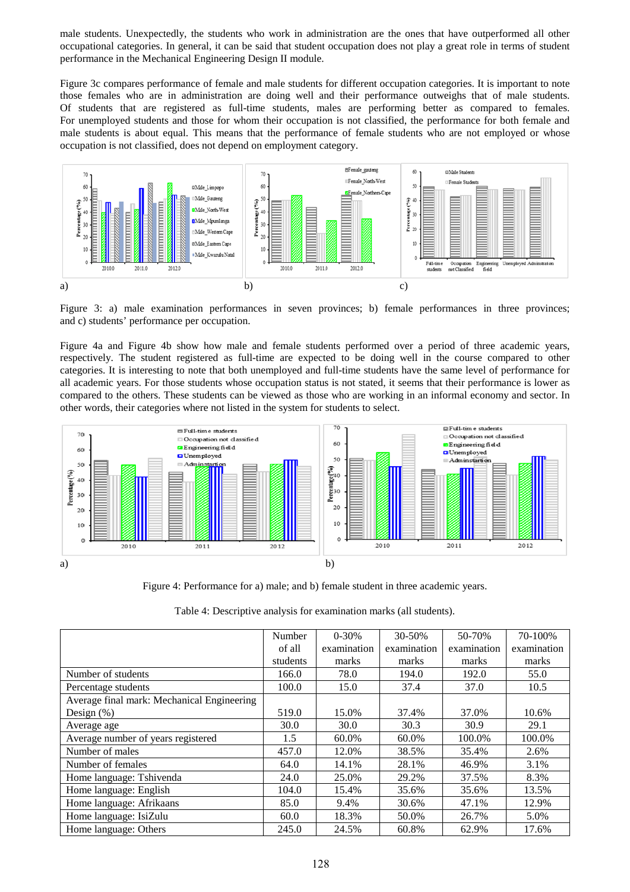male students. Unexpectedly, the students who work in administration are the ones that have outperformed all other occupational categories. In general, it can be said that student occupation does not play a great role in terms of student performance in the Mechanical Engineering Design II module.

Figure 3c compares performance of female and male students for different occupation categories. It is important to note those females who are in administration are doing well and their performance outweighs that of male students. Of students that are registered as full-time students, males are performing better as compared to females. For unemployed students and those for whom their occupation is not classified, the performance for both female and male students is about equal. This means that the performance of female students who are not employed or whose occupation is not classified, does not depend on employment category.

Figure 3: a) male examination performances in seven provinces; b) female performances in three provinces; and c) students' performance per occupation.

Figure 4a and Figure 4b show how male and female students performed over a period of three academic years, respectively. The student registered as full-time are expected to be doing well in the course compared to other categories. It is interesting to note that both unemployed and full-time students have the same level of performance for all academic years. For those students whose occupation status is not stated, it seems that their performance is lower as compared to the others. These students can be viewed as those who are working in an informal economy and sector. In other words, their categories where not listed in the system for students to select.

Figure 4: Performance for a) male; and b) female student in three academic years.

Table 4: Descriptive analysis for examination marks (all students).

| | Number of all students | 0-30% examination marks | 30-50% examination marks | 50-70% examination marks | 70-100% examination marks |
|---|---|---|---|---|---|
| Number of students | 166.0 | 78.0 | 194.0 | 192.0 | 55.0 |
| Percentage students | 100.0 | 15.0 | 37.4 | 37.0 | 10.5 |
| Average final mark: Mechanical Engineering Design (%) | 519.0 | 15.0% | 37.4% | 37.0% | 10.6% |
| Average age | 30.0 | 30.0 | 30.3 | 30.9 | 29.1 |
| Average number of years registered | 1.5 | 60.0% | 60.0% | 100.0% | 100.0% |
| Number of males | 457.0 | 12.0% | 38.5% | 35.4% | 2.6% |
| Number of females | 64.0 | 14.1% | 28.1% | 46.9% | 3.1% |
| Home language: Tshivenda | 24.0 | 25.0% | 29.2% | 37.5% | 8.3% |
| Home language: English | 104.0 | 15.4% | 35.6% | 35.6% | 13.5% |
| Home language: Afrikaans | 85.0 | 9.4% | 30.6% | 47.1% | 12.9% |
| Home language: IsiZulu | 60.0 | 18.3% | 50.0% | 26.7% | 5.0% |
| Home language: Others | 245.0 | 24.5% | 60.8% | 62.9% | 17.6% |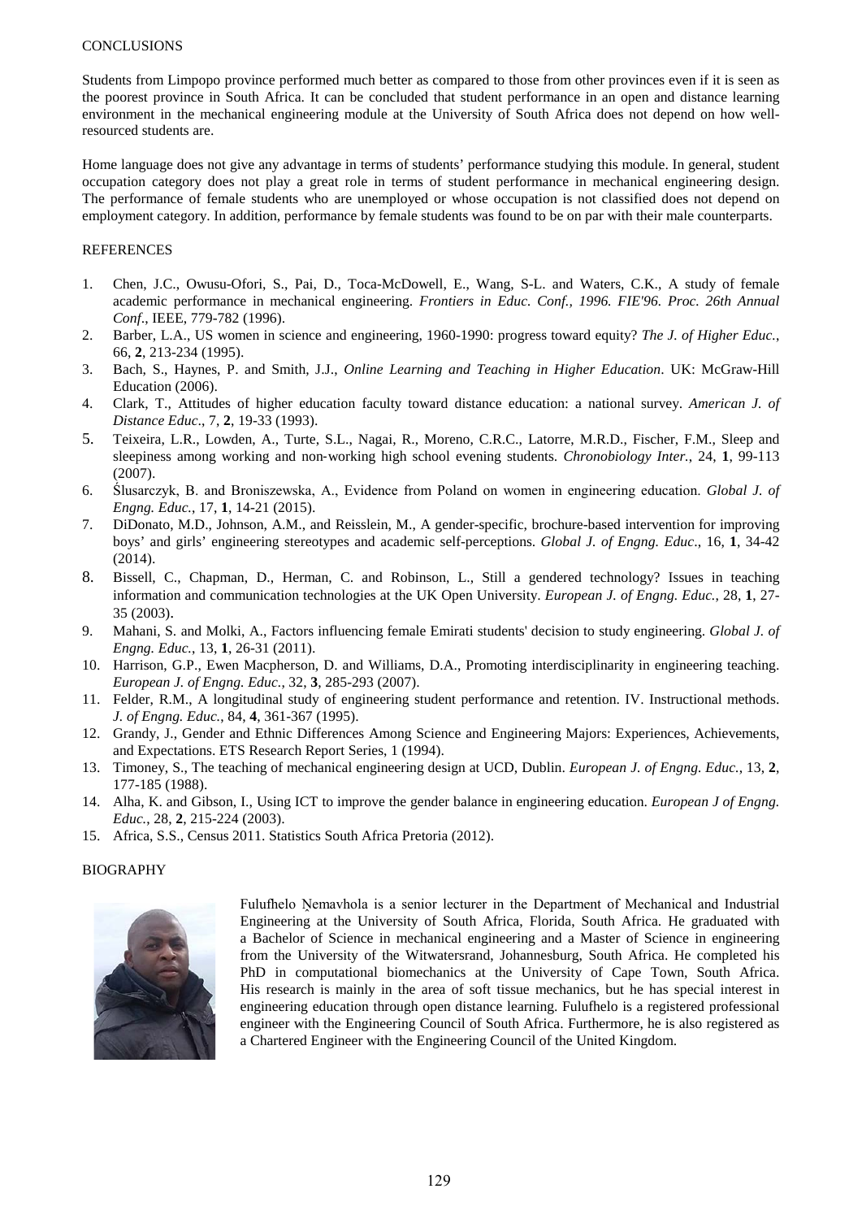## CONCLUSIONS

Students from Limpopo province performed much better as compared to those from other provinces even if it is seen as the poorest province in South Africa. It can be concluded that student performance in an open and distance learning environment in the mechanical engineering module at the University of South Africa does not depend on how well-resourced students are.

Home language does not give any advantage in terms of students' performance studying this module. In general, student occupation category does not play a great role in terms of student performance in mechanical engineering design. The performance of female students who are unemployed or whose occupation is not classified does not depend on employment category. In addition, performance by female students was found to be on par with their male counterparts.

## REFERENCES

1. Chen, J.C., Owusu-Ofori, S., Pai, D., Toca-McDowell, E., Wang, S-L. and Waters, C.K., A study of female academic performance in mechanical engineering. *Frontiers in Educ. Conf., 1996. FIE'96. Proc. 26th Annual Conf*., IEEE, 779-782 (1996).
2. Barber, L.A., US women in science and engineering, 1960-1990: progress toward equity? *The J. of Higher Educ.*, 66, **2**, 213-234 (1995).
3. Bach, S., Haynes, P. and Smith, J.J., *Online Learning and Teaching in Higher Education*. UK: McGraw-Hill Education (2006).
4. Clark, T., Attitudes of higher education faculty toward distance education: a national survey. *American J. of Distance Educ*., 7, **2**, 19-33 (1993).
5. Teixeira, L.R., Lowden, A., Turte, S.L., Nagai, R., Moreno, C.R.C., Latorre, M.R.D., Fischer, F.M., Sleep and sleepiness among working and non‐working high school evening students. *Chronobiology Inter.*, 24, **1**, 99-113 (2007).
6. Ślusarczyk, B. and Broniszewska, A., Evidence from Poland on women in engineering education. *Global J. of Engng. Educ.*, 17, **1**, 14-21 (2015).
7. DiDonato, M.D., Johnson, A.M., and Reisslein, M., A gender-specific, brochure-based intervention for improving boys' and girls' engineering stereotypes and academic self-perceptions. *Global J. of Engng. Educ*., 16, **1**, 34-42 (2014).
8. Bissell, C., Chapman, D., Herman, C. and Robinson, L., Still a gendered technology? Issues in teaching information and communication technologies at the UK Open University. *European J. of Engng. Educ.*, 28, **1**, 27-35 (2003).
9. Mahani, S. and Molki, A., Factors influencing female Emirati students' decision to study engineering. *Global J. of Engng. Educ.*, 13, **1**, 26-31 (2011).
10. Harrison, G.P., Ewen Macpherson, D. and Williams, D.A., Promoting interdisciplinarity in engineering teaching. *European J. of Engng. Educ.*, 32, **3**, 285-293 (2007).
11. Felder, R.M., A longitudinal study of engineering student performance and retention. IV. Instructional methods. *J. of Engng. Educ.*, 84, **4**, 361-367 (1995).
12. Grandy, J., Gender and Ethnic Differences Among Science and Engineering Majors: Experiences, Achievements, and Expectations. ETS Research Report Series, 1 (1994).
13. Timoney, S., The teaching of mechanical engineering design at UCD, Dublin. *European J. of Engng. Educ.*, 13, **2**, 177-185 (1988).
14. Alha, K. and Gibson, I., Using ICT to improve the gender balance in engineering education. *European J of Engng. Educ.*, 28, **2**, 215-224 (2003).
15. Africa, S.S., Census 2011. Statistics South Africa Pretoria (2012).

## BIOGRAPHY

Fulufhelo Ṇemavhola is a senior lecturer in the Department of Mechanical and Industrial Engineering at the University of South Africa, Florida, South Africa. He graduated with a Bachelor of Science in mechanical engineering and a Master of Science in engineering from the University of the Witwatersrand, Johannesburg, South Africa. He completed his PhD in computational biomechanics at the University of Cape Town, South Africa. His research is mainly in the area of soft tissue mechanics, but he has special interest in engineering education through open distance learning. Fulufhelo is a registered professional engineer with the Engineering Council of South Africa. Furthermore, he is also registered as a Chartered Engineer with the Engineering Council of the United Kingdom.